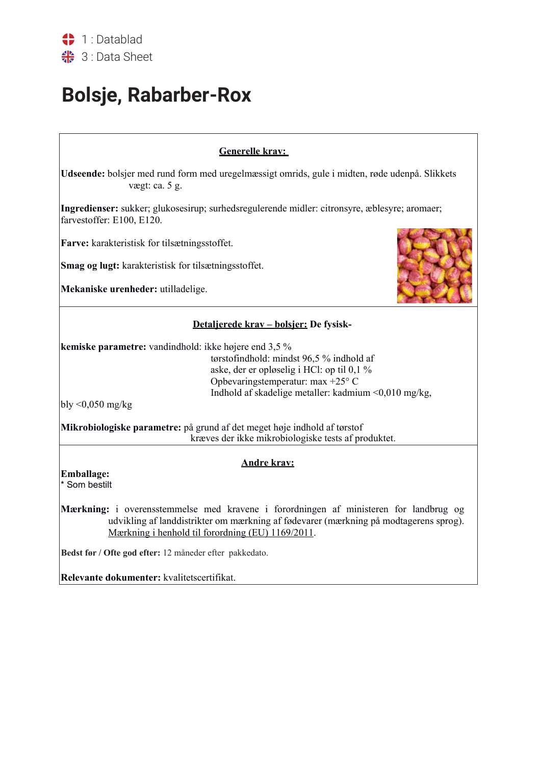1 : Datablad
3 : Data Sheet

# Bolsje, Rabarber-Rox

## Generelle krav:

**Udseende:** bolsjer med rund form med uregelmæssigt omrids, gule i midten, røde udenpå. Slikkets vægt: ca. 5 g.

**Ingredienser:** sukker; glukosesirup; surhedsregulerende midler: citronsyre, æblesyre; aromaer; farvestoffer: E100, E120.

**Farve:** karakteristisk for tilsætningsstoffet.

**Smag og lugt:** karakteristisk for tilsætningsstoffet.

**Mekaniske urenheder:** utilladelige.

## Detaljerede krav – bolsjer: De fysisk-

**kemiske parametre:** vandindhold: ikke højere end 3,5 %
tørstofindhold: mindst 96,5 % indhold af
aske, der er opløselig i HCl: op til 0,1 %
Opbevaringstemperatur: max +25° C
Indhold af skadelige metaller: kadmium <0,010 mg/kg,
bly <0,050 mg/kg

**Mikrobiologiske parametre:** på grund af det meget høje indhold af tørstof kræves der ikke mikrobiologiske tests af produktet.

## Andre krav:

**Emballage:**
* Som bestilt

**Mærkning:** i overensstemmelse med kravene i forordningen af ministeren for landbrug og udvikling af landdistrikter om mærkning af fødevarer (mærkning på modtagerens sprog). Mærkning i henhold til forordning (EU) 1169/2011.

**Bedst før / Ofte god efter:** 12 måneder efter pakkedato.

**Relevante dokumenter:** kvalitetscertifikat.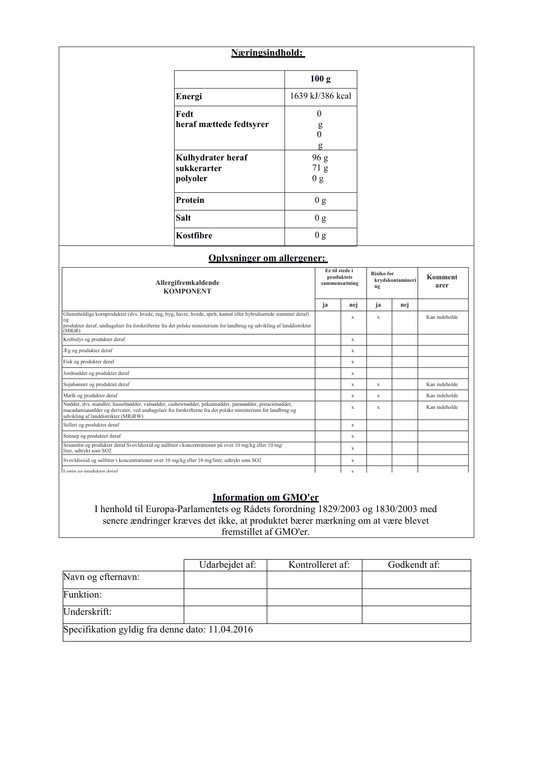## Næringsindhold:

| | 100 g |
|---|---|
| **Energi** | 1639 kJ/386 kcal |
| **Fedt**<br>**heraf mættede fedtsyrer** | 0 g<br>0 g |
| **Kulhydrater heraf**<br>**sukkerarter**<br>**polyoler** | 96 g<br>71 g<br>0 g |
| **Protein** | 0 g |
| **Salt** | 0 g |
| **Kostfibre** | 0 g |

## Oplysninger om allergener:

| Allergifremkaldende KOMPONENT | Er til stede i produktets sammensætning | | Risiko for krydskontaminering | | Kommentarer |
|---|---|---|---|---|---|
| | ja | nej | ja | nej | |
| Glutenholdige kornprodukter (dvs. hvede, rug, byg, havre, hvede, spelt, kamut eller hybridiserede stammer deraf) og produkter deraf, undtagelser fra forskrifterne fra det polske ministerium for landbrug og udvikling af landdistrikter (MRiR) | | x | x | | Kan indeholde |
| Krebsdyr og produkter deraf | | x | | | |
| Æg og produkter deraf | | x | | | |
| Fisk og produkter deraf | | x | | | |
| Jordnødder og produkter deraf | | x | | | |
| Sojabønner og produkter deraf | | x | x | | Kan indeholde |
| Mælk og produkter deraf | | x | x | | Kan indeholde |
| Nødder, dvs. mandler, hasselnødder, valnødder, cashewnødder, pekannødder, paranødder, pistacienødder, macadamianødder og derivater, ved undtagelser fra forskrifterne fra det polske ministerium for landbrug og udvikling af landdistrikter (MRiRW) | | x | x | | Kan indeholde |
| Selleri og produkter deraf | | x | | | |
| Sennep og produkter deraf | | x | | | |
| Sesamfrø og produkter deraf Svovldioxid og sulfitter i koncentrationer på over 10 mg/kg eller 10 mg/liter, udtrykt som SO2 | | x | | | |
| Svovldioxid og sulfitter i koncentrationer over 10 mg/kg eller 10 mg/liter, udtrykt som SO2 | | x | | | |
| Lupin og produkter deraf | | x | | | |

## Information om GMO'er

I henhold til Europa-Parlamentets og Rådets forordning 1829/2003 og 1830/2003 med senere ændringer kræves det ikke, at produktet bærer mærkning om at være blevet fremstillet af GMO'er.

| | Udarbejdet af: | Kontrolleret af: | Godkendt af: |
|---|---|---|---|
| Navn og efternavn: | | | |
| Funktion: | | | |
| Underskrift: | | | |
| Specifikation gyldig fra denne dato: 11.04.2016 | | | |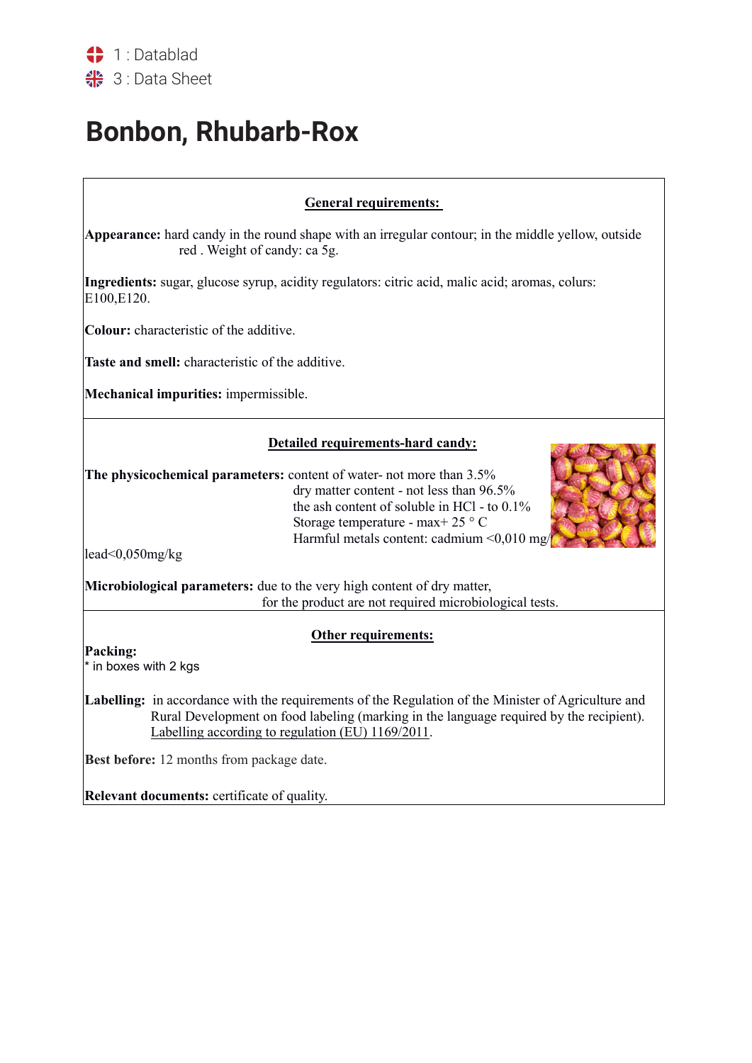1 : Datablad
3 : Data Sheet

# Bonbon, Rhubarb-Rox

## General requirements:

**Appearance:** hard candy in the round shape with an irregular contour; in the middle yellow, outside red . Weight of candy: ca 5g.

**Ingredients:** sugar, glucose syrup, acidity regulators: citric acid, malic acid; aromas, colurs: E100,E120.

**Colour:** characteristic of the additive.

**Taste and smell:** characteristic of the additive.

**Mechanical impurities:** impermissible.

## Detailed requirements-hard candy:

**The physicochemical parameters:** content of water- not more than 3.5%
dry matter content - not less than 96.5%
the ash content of soluble in HCl - to 0.1%
Storage temperature - max+ 25 ° C
Harmful metals content: cadmium <0,010 mg/
lead<0,050mg/kg

**Microbiological parameters:** due to the very high content of dry matter, for the product are not required microbiological tests.

## Other requirements:

**Packing:**
* in boxes with 2 kgs

**Labelling:** in accordance with the requirements of the Regulation of the Minister of Agriculture and Rural Development on food labeling (marking in the language required by the recipient). Labelling according to regulation (EU) 1169/2011.

**Best before:** 12 months from package date.

**Relevant documents:** certificate of quality.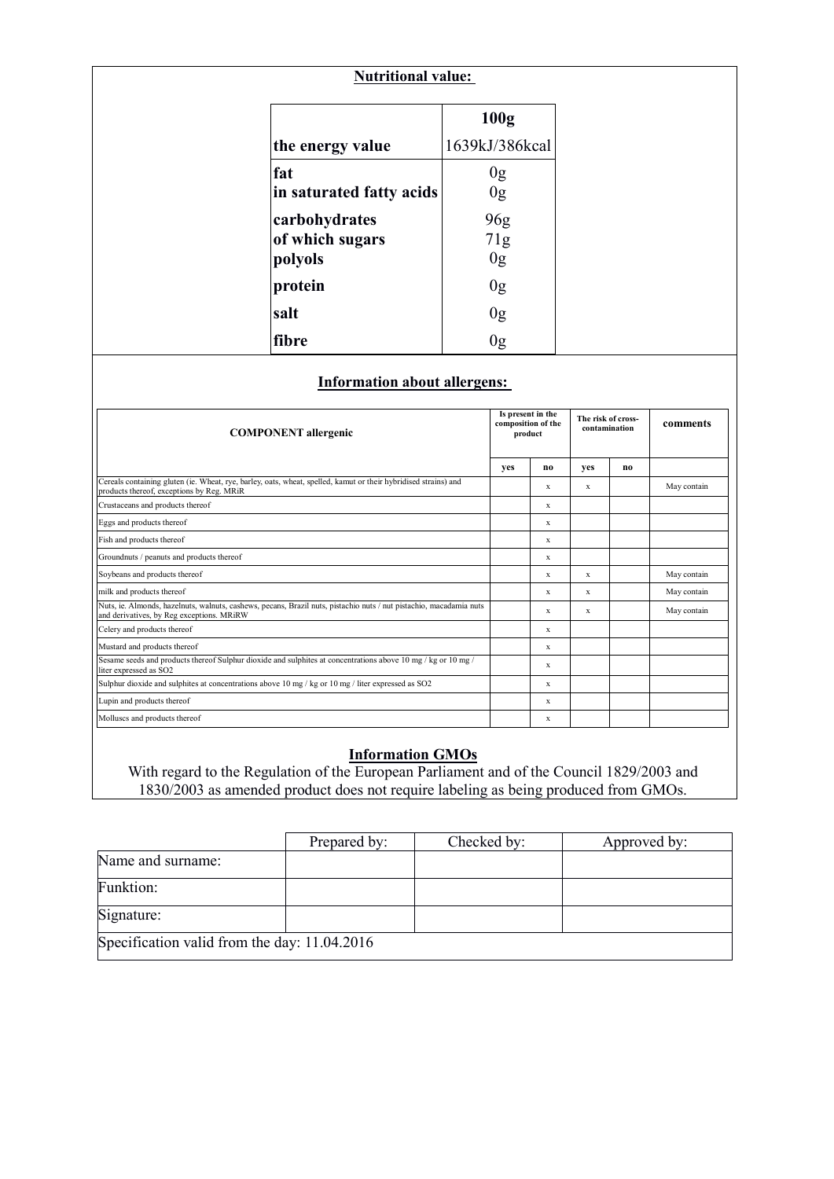**Nutritional value:**

| | 100g |
|---|---|
| the energy value | 1639kJ/386kcal |
| fat | 0g |
| in saturated fatty acids | 0g |
| carbohydrates | 96g |
| of which sugars | 71g |
| polyols | 0g |
| protein | 0g |
| salt | 0g |
| fibre | 0g |

**Information about allergens:**

| COMPONENT allergenic | Is present in the composition of the product | | The risk of cross-contamination | | comments |
|---|---|---|---|---|---|
| | yes | no | yes | no | |
| Cereals containing gluten (ie. Wheat, rye, barley, oats, wheat, spelled, kamut or their hybridised strains) and products thereof, exceptions by Reg. MRiR | | x | x | | May contain |
| Crustaceans and products thereof | | x | | | |
| Eggs and products thereof | | x | | | |
| Fish and products thereof | | x | | | |
| Groundnuts / peanuts and products thereof | | x | | | |
| Soybeans and products thereof | | x | x | | May contain |
| milk and products thereof | | x | x | | May contain |
| Nuts, ie. Almonds, hazelnuts, walnuts, cashews, pecans, Brazil nuts, pistachio nuts / nut pistachio, macadamia nuts and derivatives, by Reg exceptions. MRiRW | | x | x | | May contain |
| Celery and products thereof | | x | | | |
| Mustard and products thereof | | x | | | |
| Sesame seeds and products thereof Sulphur dioxide and sulphites at concentrations above 10 mg / kg or 10 mg / liter expressed as SO2 | | x | | | |
| Sulphur dioxide and sulphites at concentrations above 10 mg / kg or 10 mg / liter expressed as SO2 | | x | | | |
| Lupin and products thereof | | x | | | |
| Molluscs and products thereof | | x | | | |

**Information GMOs**

With regard to the Regulation of the European Parliament and of the Council 1829/2003 and 1830/2003 as amended product does not require labeling as being produced from GMOs.

| | Prepared by: | Checked by: | Approved by: |
|---|---|---|---|
| Name and surname: | | | |
| Funktion: | | | |
| Signature: | | | |
| Specification valid from the day: 11.04.2016 | | | |